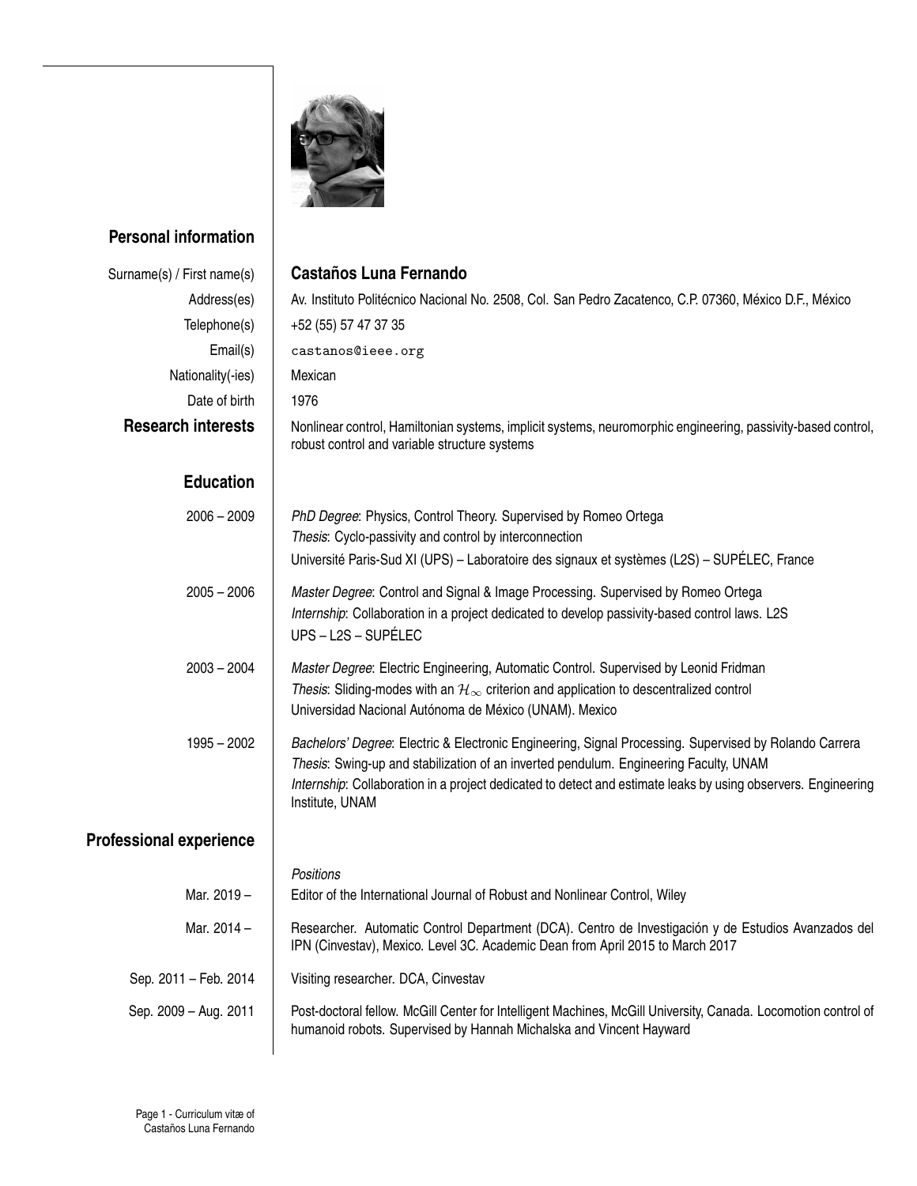## Personal information

| | |
|---|---|
| Surname(s) / First name(s) | **Castaños Luna Fernando** |
| Address(es) | Av. Instituto Politécnico Nacional No. 2508, Col. San Pedro Zacatenco, C.P. 07360, México D.F., México |
| Telephone(s) | +52 (55) 57 47 37 35 |
| Email(s) | `castanos@ieee.org` |
| Nationality(-ies) | Mexican |
| Date of birth | 1976 |

## Research interests

Nonlinear control, Hamiltonian systems, implicit systems, neuromorphic engineering, passivity-based control, robust control and variable structure systems

## Education

**2006 – 2009**
*PhD Degree*: Physics, Control Theory. Supervised by Romeo Ortega
*Thesis*: Cyclo-passivity and control by interconnection
Université Paris-Sud XI (UPS) – Laboratoire des signaux et systèmes (L2S) – SUPÉLEC, France

**2005 – 2006**
*Master Degree*: Control and Signal & Image Processing. Supervised by Romeo Ortega
*Internship*: Collaboration in a project dedicated to develop passivity-based control laws. L2S
UPS – L2S – SUPÉLEC

**2003 – 2004**
*Master Degree*: Electric Engineering, Automatic Control. Supervised by Leonid Fridman
*Thesis*: Sliding-modes with an $\mathcal{H}_\infty$ criterion and application to descentralized control
Universidad Nacional Autónoma de México (UNAM). Mexico

**1995 – 2002**
*Bachelors' Degree*: Electric & Electronic Engineering, Signal Processing. Supervised by Rolando Carrera
*Thesis*: Swing-up and stabilization of an inverted pendulum. Engineering Faculty, UNAM
*Internship*: Collaboration in a project dedicated to detect and estimate leaks by using observers. Engineering Institute, UNAM

## Professional experience

*Positions*

**Mar. 2019 –**
Editor of the International Journal of Robust and Nonlinear Control, Wiley

**Mar. 2014 –**
Researcher. Automatic Control Department (DCA). Centro de Investigación y de Estudios Avanzados del IPN (Cinvestav), Mexico. Level 3C. Academic Dean from April 2015 to March 2017

**Sep. 2011 – Feb. 2014**
Visiting researcher. DCA, Cinvestav

**Sep. 2009 – Aug. 2011**
Post-doctoral fellow. McGill Center for Intelligent Machines, McGill University, Canada. Locomotion control of humanoid robots. Supervised by Hannah Michalska and Vincent Hayward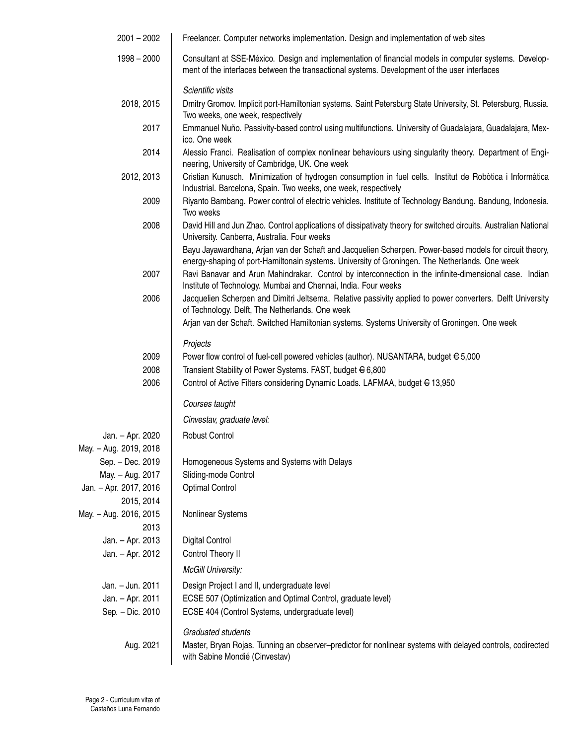2001 – 2002 | Freelancer. Computer networks implementation. Design and implementation of web sites

1998 – 2000 | Consultant at SSE-México. Design and implementation of financial models in computer systems. Development of the interfaces between the transactional systems. Development of the user interfaces

*Scientific visits*

2018, 2015 | Dmitry Gromov. Implicit port-Hamiltonian systems. Saint Petersburg State University, St. Petersburg, Russia. Two weeks, one week, respectively

2017 | Emmanuel Nuño. Passivity-based control using multifunctions. University of Guadalajara, Guadalajara, Mexico. One week

2014 | Alessio Franci. Realisation of complex nonlinear behaviours using singularity theory. Department of Engineering, University of Cambridge, UK. One week

2012, 2013 | Cristian Kunusch. Minimization of hydrogen consumption in fuel cells. Institut de Robòtica i Informàtica Industrial. Barcelona, Spain. Two weeks, one week, respectively

2009 | Riyanto Bambang. Power control of electric vehicles. Institute of Technology Bandung. Bandung, Indonesia. Two weeks

2008 | David Hill and Jun Zhao. Control applications of dissipativaty theory for switched circuits. Australian National University. Canberra, Australia. Four weeks

Bayu Jayawardhana, Arjan van der Schaft and Jacquelien Scherpen. Power-based models for circuit theory, energy-shaping of port-Hamiltonain systems. University of Groningen. The Netherlands. One week

2007 | Ravi Banavar and Arun Mahindrakar. Control by interconnection in the infinite-dimensional case. Indian Institute of Technology. Mumbai and Chennai, India. Four weeks

2006 | Jacquelien Scherpen and Dimitri Jeltsema. Relative passivity applied to power converters. Delft University of Technology. Delft, The Netherlands. One week

Arjan van der Schaft. Switched Hamiltonian systems. Systems University of Groningen. One week

*Projects*

2009 | Power flow control of fuel-cell powered vehicles (author). NUSANTARA, budget € 5,000

2008 | Transient Stability of Power Systems. FAST, budget € 6,800

2006 | Control of Active Filters considering Dynamic Loads. LAFMAA, budget € 13,950

*Courses taught*

*Cinvestav, graduate level:*

Jan. – Apr. 2020, May. – Aug. 2019, 2018 | Robust Control

Sep. – Dec. 2019 | Homogeneous Systems and Systems with Delays

May. – Aug. 2017 | Sliding-mode Control

Jan. – Apr. 2017, 2016, 2015, 2014 | Optimal Control

May. – Aug. 2016, 2015, 2013 | Nonlinear Systems

Jan. – Apr. 2013 | Digital Control

Jan. – Apr. 2012 | Control Theory II

*McGill University:*

Jan. – Jun. 2011 | Design Project I and II, undergraduate level

Jan. – Apr. 2011 | ECSE 507 (Optimization and Optimal Control, graduate level)

Sep. – Dic. 2010 | ECSE 404 (Control Systems, undergraduate level)

*Graduated students*

Aug. 2021 | Master, Bryan Rojas. Tunning an observer–predictor for nonlinear systems with delayed controls, codirected with Sabine Mondié (Cinvestav)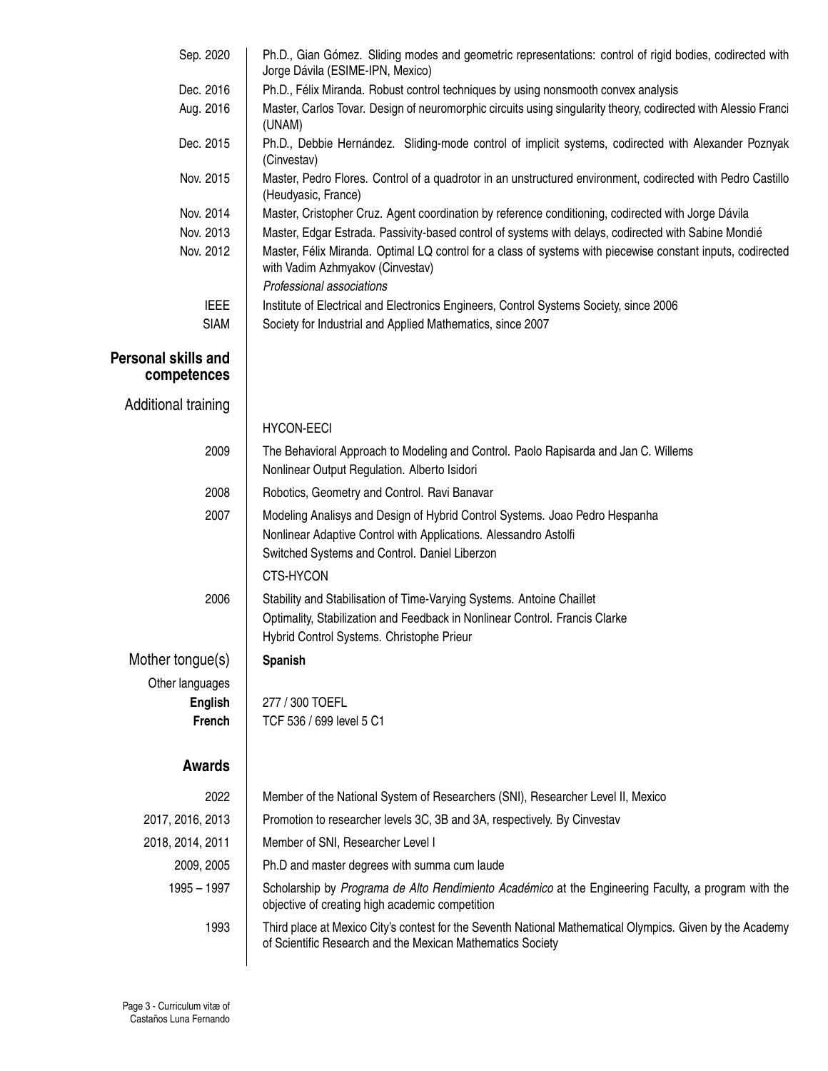| | |
|---|---|
| Sep. 2020 | Ph.D., Gian Gómez. Sliding modes and geometric representations: control of rigid bodies, codirected with Jorge Dávila (ESIME-IPN, Mexico) |
| Dec. 2016 | Ph.D., Félix Miranda. Robust control techniques by using nonsmooth convex analysis |
| Aug. 2016 | Master, Carlos Tovar. Design of neuromorphic circuits using singularity theory, codirected with Alessio Franci (UNAM) |
| Dec. 2015 | Ph.D., Debbie Hernández. Sliding-mode control of implicit systems, codirected with Alexander Poznyak (Cinvestav) |
| Nov. 2015 | Master, Pedro Flores. Control of a quadrotor in an unstructured environment, codirected with Pedro Castillo (Heudyasic, France) |
| Nov. 2014 | Master, Cristopher Cruz. Agent coordination by reference conditioning, codirected with Jorge Dávila |
| Nov. 2013 | Master, Edgar Estrada. Passivity-based control of systems with delays, codirected with Sabine Mondié |
| Nov. 2012 | Master, Félix Miranda. Optimal LQ control for a class of systems with piecewise constant inputs, codirected with Vadim Azhmyakov (Cinvestav) |

*Professional associations*

| | |
|---|---|
| IEEE | Institute of Electrical and Electronics Engineers, Control Systems Society, since 2006 |
| SIAM | Society for Industrial and Applied Mathematics, since 2007 |

## Personal skills and competences

### Additional training

HYCON-EECI

| | |
|---|---|
| 2009 | The Behavioral Approach to Modeling and Control. Paolo Rapisarda and Jan C. Willems<br>Nonlinear Output Regulation. Alberto Isidori |
| 2008 | Robotics, Geometry and Control. Ravi Banavar |
| 2007 | Modeling Analisys and Design of Hybrid Control Systems. Joao Pedro Hespanha<br>Nonlinear Adaptive Control with Applications. Alessandro Astolfi<br>Switched Systems and Control. Daniel Liberzon |

CTS-HYCON

| | |
|---|---|
| 2006 | Stability and Stabilisation of Time-Varying Systems. Antoine Chaillet<br>Optimality, Stabilization and Feedback in Nonlinear Control. Francis Clarke<br>Hybrid Control Systems. Christophe Prieur |

### Mother tongue(s)

**Spanish**

Other languages

| | |
|---|---|
| **English** | 277 / 300 TOEFL |
| **French** | TCF 536 / 699 level 5 C1 |

## Awards

| | |
|---|---|
| 2022 | Member of the National System of Researchers (SNI), Researcher Level II, Mexico |
| 2017, 2016, 2013 | Promotion to researcher levels 3C, 3B and 3A, respectively. By Cinvestav |
| 2018, 2014, 2011 | Member of SNI, Researcher Level I |
| 2009, 2005 | Ph.D and master degrees with summa cum laude |
| 1995 – 1997 | Scholarship by *Programa de Alto Rendimiento Académico* at the Engineering Faculty, a program with the objective of creating high academic competition |
| 1993 | Third place at Mexico City's contest for the Seventh National Mathematical Olympics. Given by the Academy of Scientific Research and the Mexican Mathematics Society |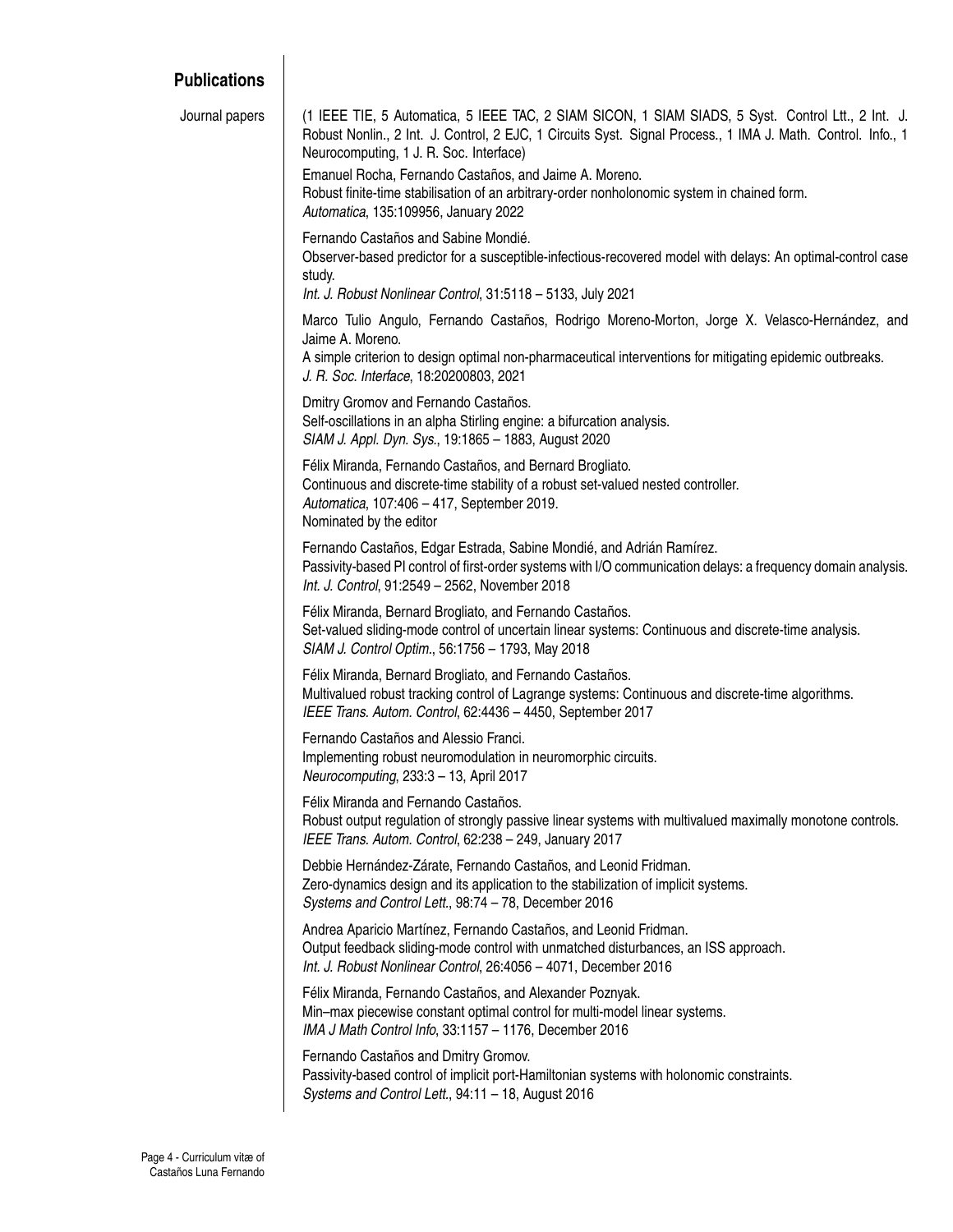## Publications

### Journal papers

(1 IEEE TIE, 5 Automatica, 5 IEEE TAC, 2 SIAM SICON, 1 SIAM SIADS, 5 Syst. Control Ltt., 2 Int. J. Robust Nonlin., 2 Int. J. Control, 2 EJC, 1 Circuits Syst. Signal Process., 1 IMA J. Math. Control. Info., 1 Neurocomputing, 1 J. R. Soc. Interface)

Emanuel Rocha, Fernando Castaños, and Jaime A. Moreno.
Robust finite-time stabilisation of an arbitrary-order nonholonomic system in chained form.
*Automatica*, 135:109956, January 2022

Fernando Castaños and Sabine Mondié.
Observer-based predictor for a susceptible-infectious-recovered model with delays: An optimal-control case study.
*Int. J. Robust Nonlinear Control*, 31:5118 – 5133, July 2021

Marco Tulio Angulo, Fernando Castaños, Rodrigo Moreno-Morton, Jorge X. Velasco-Hernández, and Jaime A. Moreno.
A simple criterion to design optimal non-pharmaceutical interventions for mitigating epidemic outbreaks.
*J. R. Soc. Interface*, 18:20200803, 2021

Dmitry Gromov and Fernando Castaños.
Self-oscillations in an alpha Stirling engine: a bifurcation analysis.
*SIAM J. Appl. Dyn. Sys.*, 19:1865 – 1883, August 2020

Félix Miranda, Fernando Castaños, and Bernard Brogliato.
Continuous and discrete-time stability of a robust set-valued nested controller.
*Automatica*, 107:406 – 417, September 2019.
Nominated by the editor

Fernando Castaños, Edgar Estrada, Sabine Mondié, and Adrián Ramírez.
Passivity-based PI control of first-order systems with I/O communication delays: a frequency domain analysis.
*Int. J. Control*, 91:2549 – 2562, November 2018

Félix Miranda, Bernard Brogliato, and Fernando Castaños.
Set-valued sliding-mode control of uncertain linear systems: Continuous and discrete-time analysis.
*SIAM J. Control Optim.*, 56:1756 – 1793, May 2018

Félix Miranda, Bernard Brogliato, and Fernando Castaños.
Multivalued robust tracking control of Lagrange systems: Continuous and discrete-time algorithms.
*IEEE Trans. Autom. Control*, 62:4436 – 4450, September 2017

Fernando Castaños and Alessio Franci.
Implementing robust neuromodulation in neuromorphic circuits.
*Neurocomputing*, 233:3 – 13, April 2017

Félix Miranda and Fernando Castaños.
Robust output regulation of strongly passive linear systems with multivalued maximally monotone controls.
*IEEE Trans. Autom. Control*, 62:238 – 249, January 2017

Debbie Hernández-Zárate, Fernando Castaños, and Leonid Fridman.
Zero-dynamics design and its application to the stabilization of implicit systems.
*Systems and Control Lett.*, 98:74 – 78, December 2016

Andrea Aparicio Martínez, Fernando Castaños, and Leonid Fridman.
Output feedback sliding-mode control with unmatched disturbances, an ISS approach.
*Int. J. Robust Nonlinear Control*, 26:4056 – 4071, December 2016

Félix Miranda, Fernando Castaños, and Alexander Poznyak.
Min–max piecewise constant optimal control for multi-model linear systems.
*IMA J Math Control Info*, 33:1157 – 1176, December 2016

Fernando Castaños and Dmitry Gromov.
Passivity-based control of implicit port-Hamiltonian systems with holonomic constraints.
*Systems and Control Lett.*, 94:11 – 18, August 2016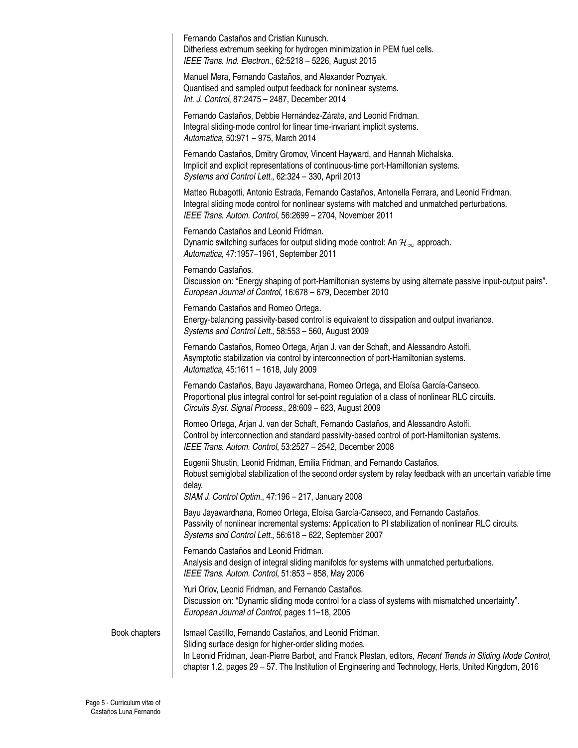Fernando Castaños and Cristian Kunusch.
Ditherless extremum seeking for hydrogen minimization in PEM fuel cells.
*IEEE Trans. Ind. Electron.*, 62:5218 – 5226, August 2015

Manuel Mera, Fernando Castaños, and Alexander Poznyak.
Quantised and sampled output feedback for nonlinear systems.
*Int. J. Control*, 87:2475 – 2487, December 2014

Fernando Castaños, Debbie Hernández-Zárate, and Leonid Fridman.
Integral sliding-mode control for linear time-invariant implicit systems.
*Automatica*, 50:971 – 975, March 2014

Fernando Castaños, Dmitry Gromov, Vincent Hayward, and Hannah Michalska.
Implicit and explicit representations of continuous-time port-Hamiltonian systems.
*Systems and Control Lett.*, 62:324 – 330, April 2013

Matteo Rubagotti, Antonio Estrada, Fernando Castaños, Antonella Ferrara, and Leonid Fridman.
Integral sliding mode control for nonlinear systems with matched and unmatched perturbations.
*IEEE Trans. Autom. Control*, 56:2699 – 2704, November 2011

Fernando Castaños and Leonid Fridman.
Dynamic switching surfaces for output sliding mode control: An $\mathcal{H}_\infty$ approach.
*Automatica*, 47:1957–1961, September 2011

Fernando Castaños.
Discussion on: "Energy shaping of port-Hamiltonian systems by using alternate passive input-output pairs".
*European Journal of Control*, 16:678 – 679, December 2010

Fernando Castaños and Romeo Ortega.
Energy-balancing passivity-based control is equivalent to dissipation and output invariance.
*Systems and Control Lett.*, 58:553 – 560, August 2009

Fernando Castaños, Romeo Ortega, Arjan J. van der Schaft, and Alessandro Astolfi.
Asymptotic stabilization via control by interconnection of port-Hamiltonian systems.
*Automatica*, 45:1611 – 1618, July 2009

Fernando Castaños, Bayu Jayawardhana, Romeo Ortega, and Eloísa García-Canseco.
Proportional plus integral control for set-point regulation of a class of nonlinear RLC circuits.
*Circuits Syst. Signal Process.*, 28:609 – 623, August 2009

Romeo Ortega, Arjan J. van der Schaft, Fernando Castaños, and Alessandro Astolfi.
Control by interconnection and standard passivity-based control of port-Hamiltonian systems.
*IEEE Trans. Autom. Control*, 53:2527 – 2542, December 2008

Eugenii Shustin, Leonid Fridman, Emilia Fridman, and Fernando Castaños.
Robust semiglobal stabilization of the second order system by relay feedback with an uncertain variable time delay.
*SIAM J. Control Optim.*, 47:196 – 217, January 2008

Bayu Jayawardhana, Romeo Ortega, Eloísa García-Canseco, and Fernando Castaños.
Passivity of nonlinear incremental systems: Application to PI stabilization of nonlinear RLC circuits.
*Systems and Control Lett.*, 56:618 – 622, September 2007

Fernando Castaños and Leonid Fridman.
Analysis and design of integral sliding manifolds for systems with unmatched perturbations.
*IEEE Trans. Autom. Control*, 51:853 – 858, May 2006

Yuri Orlov, Leonid Fridman, and Fernando Castaños.
Discussion on: "Dynamic sliding mode control for a class of systems with mismatched uncertainty".
*European Journal of Control*, pages 11–18, 2005

**Book chapters**

Ismael Castillo, Fernando Castaños, and Leonid Fridman.
Sliding surface design for higher-order sliding modes.
In Leonid Fridman, Jean-Pierre Barbot, and Franck Plestan, editors, *Recent Trends in Sliding Mode Control*, chapter 1.2, pages 29 – 57. The Institution of Engineering and Technology, Herts, United Kingdom, 2016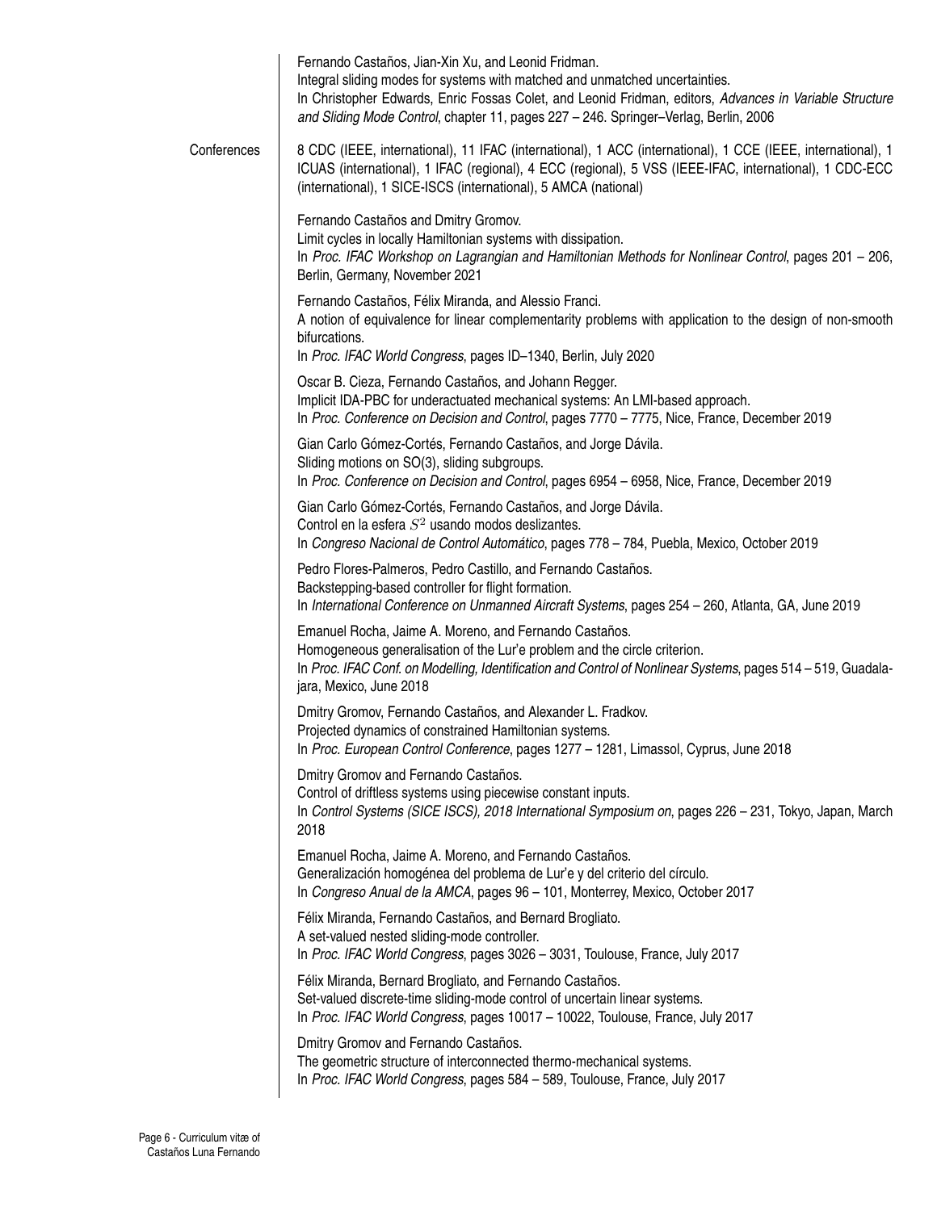Fernando Castaños, Jian-Xin Xu, and Leonid Fridman.
Integral sliding modes for systems with matched and unmatched uncertainties.
In Christopher Edwards, Enric Fossas Colet, and Leonid Fridman, editors, *Advances in Variable Structure and Sliding Mode Control*, chapter 11, pages 227 – 246. Springer–Verlag, Berlin, 2006

**Conferences**

8 CDC (IEEE, international), 11 IFAC (international), 1 ACC (international), 1 CCE (IEEE, international), 1 ICUAS (international), 1 IFAC (regional), 4 ECC (regional), 5 VSS (IEEE-IFAC, international), 1 CDC-ECC (international), 1 SICE-ISCS (international), 5 AMCA (national)

Fernando Castaños and Dmitry Gromov.
Limit cycles in locally Hamiltonian systems with dissipation.
In *Proc. IFAC Workshop on Lagrangian and Hamiltonian Methods for Nonlinear Control*, pages 201 – 206, Berlin, Germany, November 2021

Fernando Castaños, Félix Miranda, and Alessio Franci.
A notion of equivalence for linear complementarity problems with application to the design of non-smooth bifurcations.
In *Proc. IFAC World Congress*, pages ID–1340, Berlin, July 2020

Oscar B. Cieza, Fernando Castaños, and Johann Regger.
Implicit IDA-PBC for underactuated mechanical systems: An LMI-based approach.
In *Proc. Conference on Decision and Control*, pages 7770 – 7775, Nice, France, December 2019

Gian Carlo Gómez-Cortés, Fernando Castaños, and Jorge Dávila.
Sliding motions on SO(3), sliding subgroups.
In *Proc. Conference on Decision and Control*, pages 6954 – 6958, Nice, France, December 2019

Gian Carlo Gómez-Cortés, Fernando Castaños, and Jorge Dávila.
Control en la esfera $S^2$ usando modos deslizantes.
In *Congreso Nacional de Control Automático*, pages 778 – 784, Puebla, Mexico, October 2019

Pedro Flores-Palmeros, Pedro Castillo, and Fernando Castaños.
Backstepping-based controller for flight formation.
In *International Conference on Unmanned Aircraft Systems*, pages 254 – 260, Atlanta, GA, June 2019

Emanuel Rocha, Jaime A. Moreno, and Fernando Castaños.
Homogeneous generalisation of the Lur'e problem and the circle criterion.
In *Proc. IFAC Conf. on Modelling, Identification and Control of Nonlinear Systems*, pages 514 – 519, Guadalajara, Mexico, June 2018

Dmitry Gromov, Fernando Castaños, and Alexander L. Fradkov.
Projected dynamics of constrained Hamiltonian systems.
In *Proc. European Control Conference*, pages 1277 – 1281, Limassol, Cyprus, June 2018

Dmitry Gromov and Fernando Castaños.
Control of driftless systems using piecewise constant inputs.
In *Control Systems (SICE ISCS), 2018 International Symposium on*, pages 226 – 231, Tokyo, Japan, March 2018

Emanuel Rocha, Jaime A. Moreno, and Fernando Castaños.
Generalización homogénea del problema de Lur'e y del criterio del círculo.
In *Congreso Anual de la AMCA*, pages 96 – 101, Monterrey, Mexico, October 2017

Félix Miranda, Fernando Castaños, and Bernard Brogliato.
A set-valued nested sliding-mode controller.
In *Proc. IFAC World Congress*, pages 3026 – 3031, Toulouse, France, July 2017

Félix Miranda, Bernard Brogliato, and Fernando Castaños.
Set-valued discrete-time sliding-mode control of uncertain linear systems.
In *Proc. IFAC World Congress*, pages 10017 – 10022, Toulouse, France, July 2017

Dmitry Gromov and Fernando Castaños.
The geometric structure of interconnected thermo-mechanical systems.
In *Proc. IFAC World Congress*, pages 584 – 589, Toulouse, France, July 2017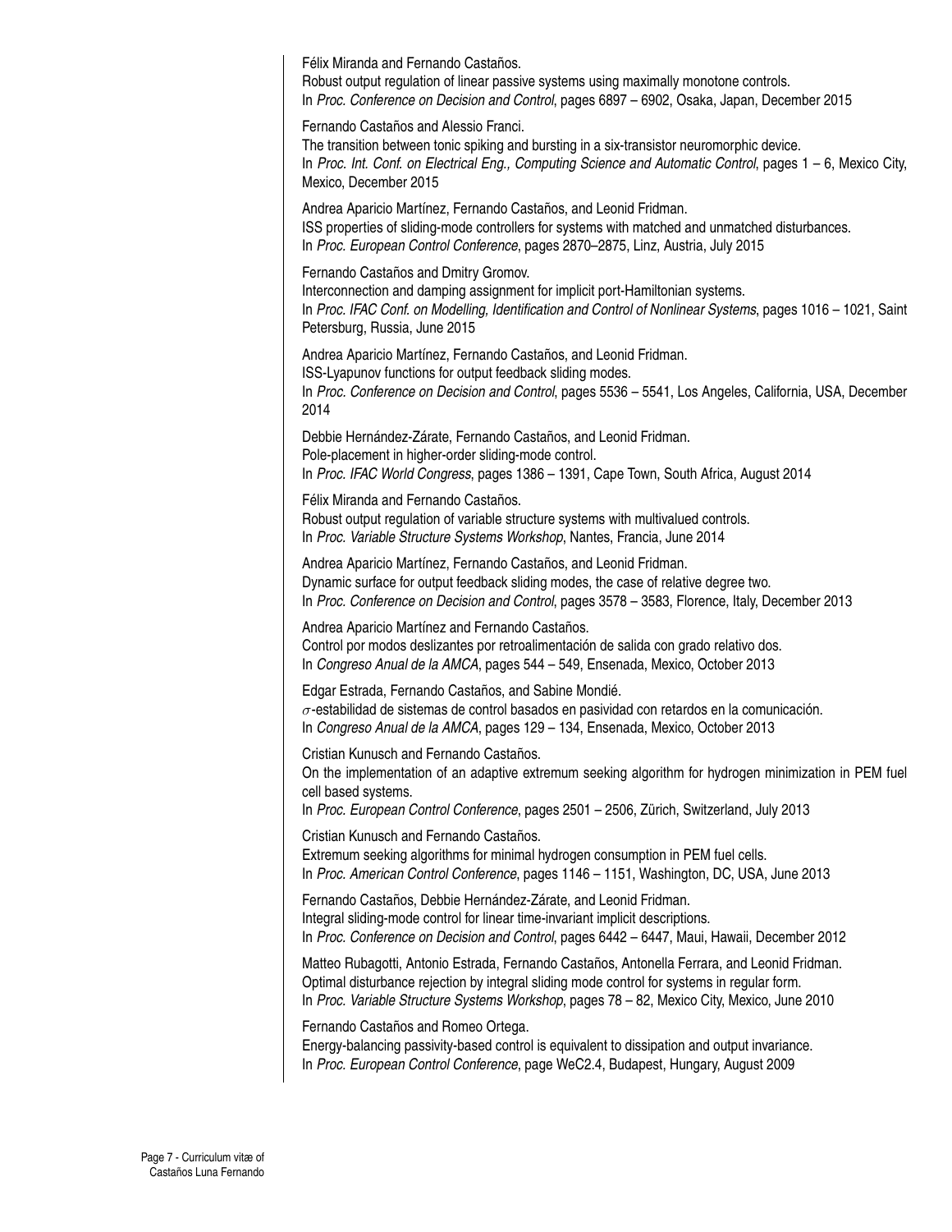Félix Miranda and Fernando Castaños.
Robust output regulation of linear passive systems using maximally monotone controls.
In *Proc. Conference on Decision and Control*, pages 6897 – 6902, Osaka, Japan, December 2015

Fernando Castaños and Alessio Franci.
The transition between tonic spiking and bursting in a six-transistor neuromorphic device.
In *Proc. Int. Conf. on Electrical Eng., Computing Science and Automatic Control*, pages 1 – 6, Mexico City, Mexico, December 2015

Andrea Aparicio Martínez, Fernando Castaños, and Leonid Fridman.
ISS properties of sliding-mode controllers for systems with matched and unmatched disturbances.
In *Proc. European Control Conference*, pages 2870–2875, Linz, Austria, July 2015

Fernando Castaños and Dmitry Gromov.
Interconnection and damping assignment for implicit port-Hamiltonian systems.
In *Proc. IFAC Conf. on Modelling, Identification and Control of Nonlinear Systems*, pages 1016 – 1021, Saint Petersburg, Russia, June 2015

Andrea Aparicio Martínez, Fernando Castaños, and Leonid Fridman.
ISS-Lyapunov functions for output feedback sliding modes.
In *Proc. Conference on Decision and Control*, pages 5536 – 5541, Los Angeles, California, USA, December 2014

Debbie Hernández-Zárate, Fernando Castaños, and Leonid Fridman.
Pole-placement in higher-order sliding-mode control.
In *Proc. IFAC World Congress*, pages 1386 – 1391, Cape Town, South Africa, August 2014

Félix Miranda and Fernando Castaños.
Robust output regulation of variable structure systems with multivalued controls.
In *Proc. Variable Structure Systems Workshop*, Nantes, Francia, June 2014

Andrea Aparicio Martínez, Fernando Castaños, and Leonid Fridman.
Dynamic surface for output feedback sliding modes, the case of relative degree two.
In *Proc. Conference on Decision and Control*, pages 3578 – 3583, Florence, Italy, December 2013

Andrea Aparicio Martínez and Fernando Castaños.
Control por modos deslizantes por retroalimentación de salida con grado relativo dos.
In *Congreso Anual de la AMCA*, pages 544 – 549, Ensenada, Mexico, October 2013

Edgar Estrada, Fernando Castaños, and Sabine Mondié.
$\sigma$-estabilidad de sistemas de control basados en pasividad con retardos en la comunicación.
In *Congreso Anual de la AMCA*, pages 129 – 134, Ensenada, Mexico, October 2013

Cristian Kunusch and Fernando Castaños.
On the implementation of an adaptive extremum seeking algorithm for hydrogen minimization in PEM fuel cell based systems.
In *Proc. European Control Conference*, pages 2501 – 2506, Zürich, Switzerland, July 2013

Cristian Kunusch and Fernando Castaños.
Extremum seeking algorithms for minimal hydrogen consumption in PEM fuel cells.
In *Proc. American Control Conference*, pages 1146 – 1151, Washington, DC, USA, June 2013

Fernando Castaños, Debbie Hernández-Zárate, and Leonid Fridman.
Integral sliding-mode control for linear time-invariant implicit descriptions.
In *Proc. Conference on Decision and Control*, pages 6442 – 6447, Maui, Hawaii, December 2012

Matteo Rubagotti, Antonio Estrada, Fernando Castaños, Antonella Ferrara, and Leonid Fridman.
Optimal disturbance rejection by integral sliding mode control for systems in regular form.
In *Proc. Variable Structure Systems Workshop*, pages 78 – 82, Mexico City, Mexico, June 2010

Fernando Castaños and Romeo Ortega.
Energy-balancing passivity-based control is equivalent to dissipation and output invariance.
In *Proc. European Control Conference*, page WeC2.4, Budapest, Hungary, August 2009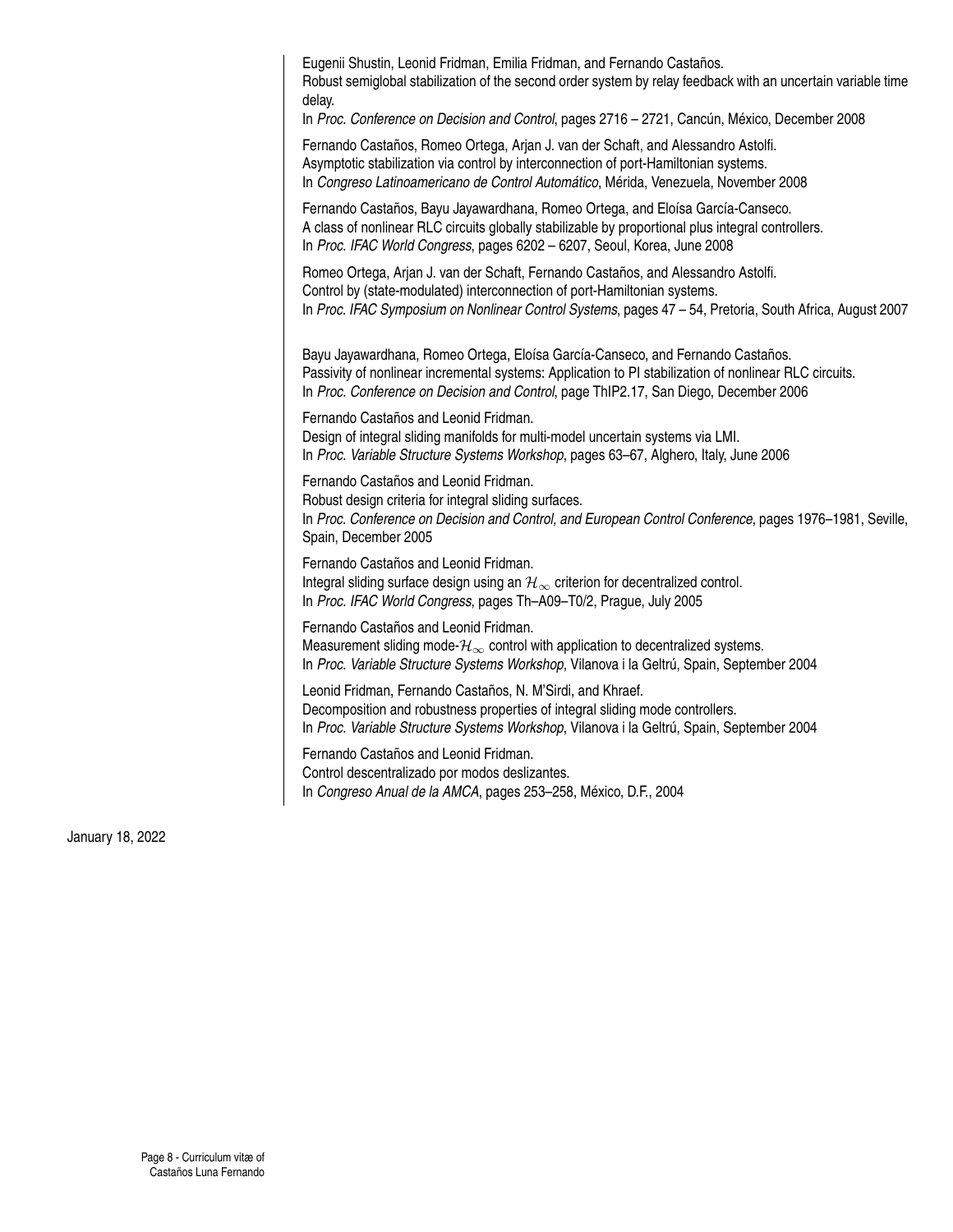Eugenii Shustin, Leonid Fridman, Emilia Fridman, and Fernando Castaños.
Robust semiglobal stabilization of the second order system by relay feedback with an uncertain variable time delay.
In *Proc. Conference on Decision and Control*, pages 2716 – 2721, Cancún, México, December 2008

Fernando Castaños, Romeo Ortega, Arjan J. van der Schaft, and Alessandro Astolfi.
Asymptotic stabilization via control by interconnection of port-Hamiltonian systems.
In *Congreso Latinoamericano de Control Automático*, Mérida, Venezuela, November 2008

Fernando Castaños, Bayu Jayawardhana, Romeo Ortega, and Eloísa García-Canseco.
A class of nonlinear RLC circuits globally stabilizable by proportional plus integral controllers.
In *Proc. IFAC World Congress*, pages 6202 – 6207, Seoul, Korea, June 2008

Romeo Ortega, Arjan J. van der Schaft, Fernando Castaños, and Alessandro Astolfi.
Control by (state-modulated) interconnection of port-Hamiltonian systems.
In *Proc. IFAC Symposium on Nonlinear Control Systems*, pages 47 – 54, Pretoria, South Africa, August 2007

Bayu Jayawardhana, Romeo Ortega, Eloísa García-Canseco, and Fernando Castaños.
Passivity of nonlinear incremental systems: Application to PI stabilization of nonlinear RLC circuits.
In *Proc. Conference on Decision and Control*, page ThIP2.17, San Diego, December 2006

Fernando Castaños and Leonid Fridman.
Design of integral sliding manifolds for multi-model uncertain systems via LMI.
In *Proc. Variable Structure Systems Workshop*, pages 63–67, Alghero, Italy, June 2006

Fernando Castaños and Leonid Fridman.
Robust design criteria for integral sliding surfaces.
In *Proc. Conference on Decision and Control, and European Control Conference*, pages 1976–1981, Seville, Spain, December 2005

Fernando Castaños and Leonid Fridman.
Integral sliding surface design using an $\mathcal{H}_\infty$ criterion for decentralized control.
In *Proc. IFAC World Congress*, pages Th–A09–T0/2, Prague, July 2005

Fernando Castaños and Leonid Fridman.
Measurement sliding mode-$\mathcal{H}_\infty$ control with application to decentralized systems.
In *Proc. Variable Structure Systems Workshop*, Vilanova i la Geltrú, Spain, September 2004

Leonid Fridman, Fernando Castaños, N. M'Sirdi, and Khraef.
Decomposition and robustness properties of integral sliding mode controllers.
In *Proc. Variable Structure Systems Workshop*, Vilanova i la Geltrú, Spain, September 2004

Fernando Castaños and Leonid Fridman.
Control descentralizado por modos deslizantes.
In *Congreso Anual de la AMCA*, pages 253–258, México, D.F., 2004

January 18, 2022